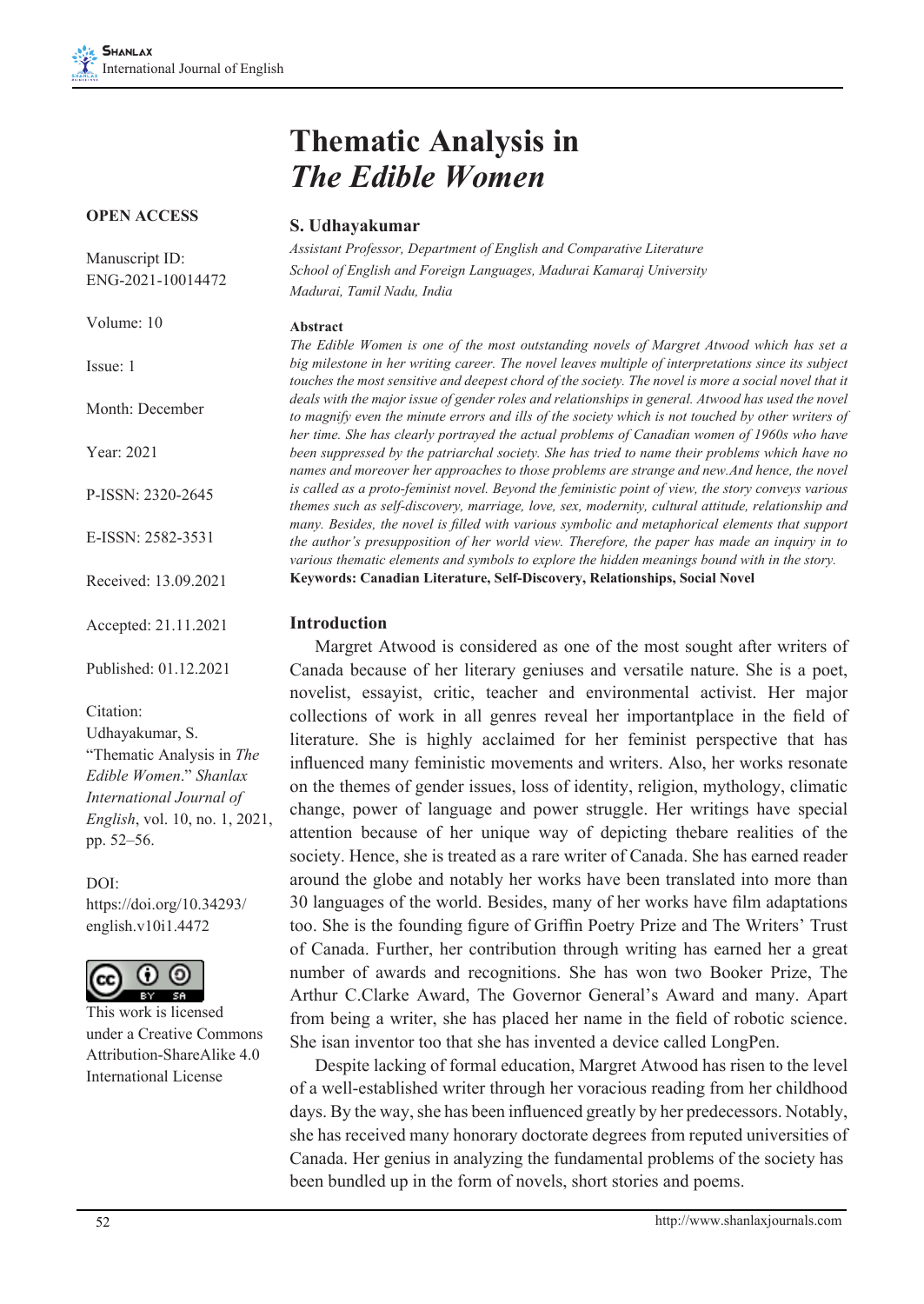# Thematic Analysis in *The Edible Women*

**OPEN ACCESS**

Manuscript ID: ENG-2021-10014472

Volume: 10

Issue: 1

Month: December

Year: 2021

P-ISSN: 2320-2645

E-ISSN: 2582-3531

Received: 13.09.2021

Accepted: 21.11.2021

Published: 01.12.2021

Citation:
Udhayakumar, S. "Thematic Analysis in *The Edible Women*." *Shanlax International Journal of English*, vol. 10, no. 1, 2021, pp. 52–56.

DOI:
https://doi.org/10.34293/english.v10i1.4472

This work is licensed under a Creative Commons Attribution-ShareAlike 4.0 International License

**S. Udhayakumar**

*Assistant Professor, Department of English and Comparative Literature*
*School of English and Foreign Languages, Madurai Kamaraj University*
*Madurai, Tamil Nadu, India*

### Abstract

*The Edible Women is one of the most outstanding novels of Margret Atwood which has set a big milestone in her writing career. The novel leaves multiple of interpretations since its subject touches the most sensitive and deepest chord of the society. The novel is more a social novel that it deals with the major issue of gender roles and relationships in general. Atwood has used the novel to magnify even the minute errors and ills of the society which is not touched by other writers of her time. She has clearly portrayed the actual problems of Canadian women of 1960s who have been suppressed by the patriarchal society. She has tried to name their problems which have no names and moreover her approaches to those problems are strange and new.And hence, the novel is called as a proto-feminist novel. Beyond the feministic point of view, the story conveys various themes such as self-discovery, marriage, love, sex, modernity, cultural attitude, relationship and many. Besides, the novel is filled with various symbolic and metaphorical elements that support the author's presupposition of her world view. Therefore, the paper has made an inquiry in to various thematic elements and symbols to explore the hidden meanings bound with in the story.*

**Keywords: Canadian Literature, Self-Discovery, Relationships, Social Novel**

### Introduction

Margret Atwood is considered as one of the most sought after writers of Canada because of her literary geniuses and versatile nature. She is a poet, novelist, essayist, critic, teacher and environmental activist. Her major collections of work in all genres reveal her importantplace in the field of literature. She is highly acclaimed for her feminist perspective that has influenced many feministic movements and writers. Also, her works resonate on the themes of gender issues, loss of identity, religion, mythology, climatic change, power of language and power struggle. Her writings have special attention because of her unique way of depicting thebare realities of the society. Hence, she is treated as a rare writer of Canada. She has earned reader around the globe and notably her works have been translated into more than 30 languages of the world. Besides, many of her works have film adaptations too. She is the founding figure of Griffin Poetry Prize and The Writers' Trust of Canada. Further, her contribution through writing has earned her a great number of awards and recognitions. She has won two Booker Prize, The Arthur C.Clarke Award, The Governor General's Award and many. Apart from being a writer, she has placed her name in the field of robotic science. She isan inventor too that she has invented a device called LongPen.

Despite lacking of formal education, Margret Atwood has risen to the level of a well-established writer through her voracious reading from her childhood days. By the way, she has been influenced greatly by her predecessors. Notably, she has received many honorary doctorate degrees from reputed universities of Canada. Her genius in analyzing the fundamental problems of the society has been bundled up in the form of novels, short stories and poems.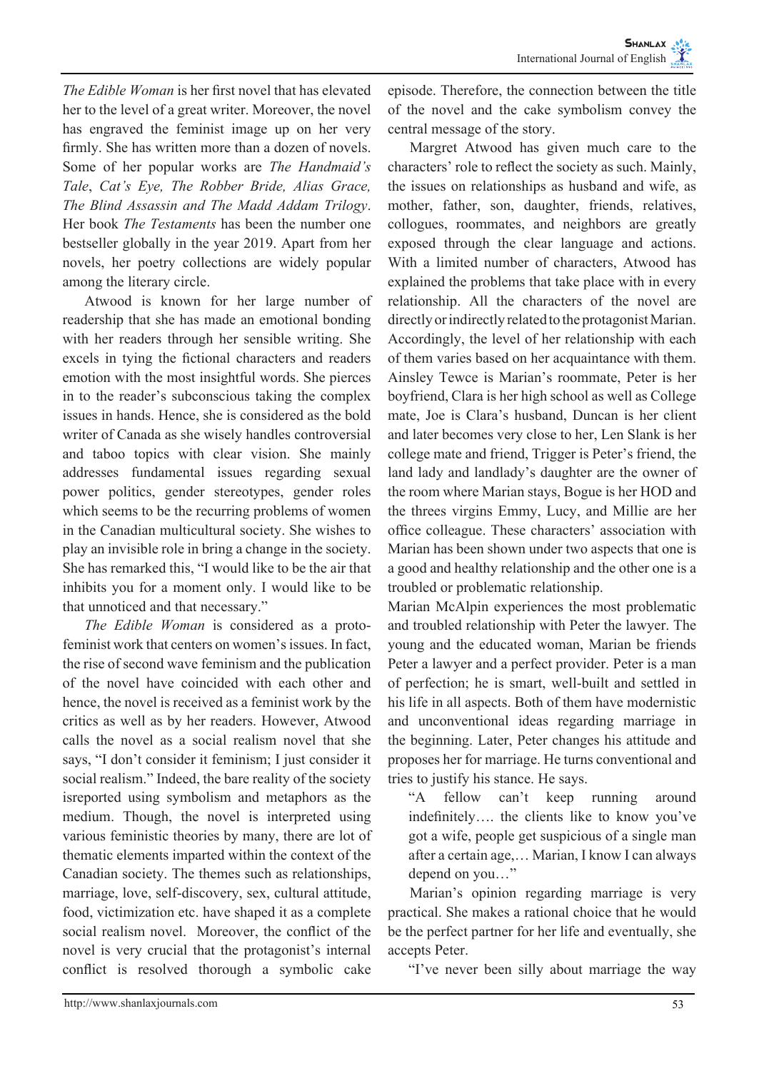*The Edible Woman* is her first novel that has elevated her to the level of a great writer. Moreover, the novel has engraved the feminist image up on her very firmly. She has written more than a dozen of novels. Some of her popular works are *The Handmaid's Tale*, *Cat's Eye, The Robber Bride, Alias Grace, The Blind Assassin and The Madd Addam Trilogy*. Her book *The Testaments* has been the number one bestseller globally in the year 2019. Apart from her novels, her poetry collections are widely popular among the literary circle.

Atwood is known for her large number of readership that she has made an emotional bonding with her readers through her sensible writing. She excels in tying the fictional characters and readers emotion with the most insightful words. She pierces in to the reader's subconscious taking the complex issues in hands. Hence, she is considered as the bold writer of Canada as she wisely handles controversial and taboo topics with clear vision. She mainly addresses fundamental issues regarding sexual power politics, gender stereotypes, gender roles which seems to be the recurring problems of women in the Canadian multicultural society. She wishes to play an invisible role in bring a change in the society. She has remarked this, "I would like to be the air that inhibits you for a moment only. I would like to be that unnoticed and that necessary."

*The Edible Woman* is considered as a proto-feminist work that centers on women's issues. In fact, the rise of second wave feminism and the publication of the novel have coincided with each other and hence, the novel is received as a feminist work by the critics as well as by her readers. However, Atwood calls the novel as a social realism novel that she says, "I don't consider it feminism; I just consider it social realism." Indeed, the bare reality of the society isreported using symbolism and metaphors as the medium. Though, the novel is interpreted using various feministic theories by many, there are lot of thematic elements imparted within the context of the Canadian society. The themes such as relationships, marriage, love, self-discovery, sex, cultural attitude, food, victimization etc. have shaped it as a complete social realism novel. Moreover, the conflict of the novel is very crucial that the protagonist's internal conflict is resolved thorough a symbolic cake episode. Therefore, the connection between the title of the novel and the cake symbolism convey the central message of the story.

Margret Atwood has given much care to the characters' role to reflect the society as such. Mainly, the issues on relationships as husband and wife, as mother, father, son, daughter, friends, relatives, collogues, roommates, and neighbors are greatly exposed through the clear language and actions. With a limited number of characters, Atwood has explained the problems that take place with in every relationship. All the characters of the novel are directly or indirectly related to the protagonist Marian. Accordingly, the level of her relationship with each of them varies based on her acquaintance with them. Ainsley Tewce is Marian's roommate, Peter is her boyfriend, Clara is her high school as well as College mate, Joe is Clara's husband, Duncan is her client and later becomes very close to her, Len Slank is her college mate and friend, Trigger is Peter's friend, the land lady and landlady's daughter are the owner of the room where Marian stays, Bogue is her HOD and the threes virgins Emmy, Lucy, and Millie are her office colleague. These characters' association with Marian has been shown under two aspects that one is a good and healthy relationship and the other one is a troubled or problematic relationship.

Marian McAlpin experiences the most problematic and troubled relationship with Peter the lawyer. The young and the educated woman, Marian be friends Peter a lawyer and a perfect provider. Peter is a man of perfection; he is smart, well-built and settled in his life in all aspects. Both of them have modernistic and unconventional ideas regarding marriage in the beginning. Later, Peter changes his attitude and proposes her for marriage. He turns conventional and tries to justify his stance. He says.

> "A fellow can't keep running around indefinitely…. the clients like to know you've got a wife, people get suspicious of a single man after a certain age,… Marian, I know I can always depend on you…"

Marian's opinion regarding marriage is very practical. She makes a rational choice that he would be the perfect partner for her life and eventually, she accepts Peter.

"I've never been silly about marriage the way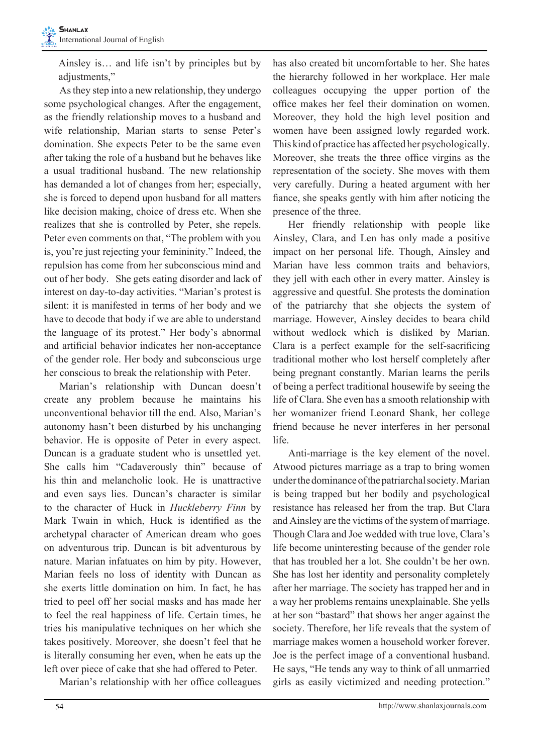Ainsley is… and life isn't by principles but by adjustments,"

As they step into a new relationship, they undergo some psychological changes. After the engagement, as the friendly relationship moves to a husband and wife relationship, Marian starts to sense Peter's domination. She expects Peter to be the same even after taking the role of a husband but he behaves like a usual traditional husband. The new relationship has demanded a lot of changes from her; especially, she is forced to depend upon husband for all matters like decision making, choice of dress etc. When she realizes that she is controlled by Peter, she repels. Peter even comments on that, "The problem with you is, you're just rejecting your femininity." Indeed, the repulsion has come from her subconscious mind and out of her body. She gets eating disorder and lack of interest on day-to-day activities. "Marian's protest is silent: it is manifested in terms of her body and we have to decode that body if we are able to understand the language of its protest." Her body's abnormal and artificial behavior indicates her non-acceptance of the gender role. Her body and subconscious urge her conscious to break the relationship with Peter.

Marian's relationship with Duncan doesn't create any problem because he maintains his unconventional behavior till the end. Also, Marian's autonomy hasn't been disturbed by his unchanging behavior. He is opposite of Peter in every aspect. Duncan is a graduate student who is unsettled yet. She calls him "Cadaverously thin" because of his thin and melancholic look. He is unattractive and even says lies. Duncan's character is similar to the character of Huck in *Huckleberry Finn* by Mark Twain in which, Huck is identified as the archetypal character of American dream who goes on adventurous trip. Duncan is bit adventurous by nature. Marian infatuates on him by pity. However, Marian feels no loss of identity with Duncan as she exerts little domination on him. In fact, he has tried to peel off her social masks and has made her to feel the real happiness of life. Certain times, he tries his manipulative techniques on her which she takes positively. Moreover, she doesn't feel that he is literally consuming her even, when he eats up the left over piece of cake that she had offered to Peter.

Marian's relationship with her office colleagues has also created bit uncomfortable to her. She hates the hierarchy followed in her workplace. Her male colleagues occupying the upper portion of the office makes her feel their domination on women. Moreover, they hold the high level position and women have been assigned lowly regarded work. This kind of practice has affected her psychologically. Moreover, she treats the three office virgins as the representation of the society. She moves with them very carefully. During a heated argument with her fiance, she speaks gently with him after noticing the presence of the three.

Her friendly relationship with people like Ainsley, Clara, and Len has only made a positive impact on her personal life. Though, Ainsley and Marian have less common traits and behaviors, they jell with each other in every matter. Ainsley is aggressive and questful. She protests the domination of the patriarchy that she objects the system of marriage. However, Ainsley decides to beara child without wedlock which is disliked by Marian. Clara is a perfect example for the self-sacrificing traditional mother who lost herself completely after being pregnant constantly. Marian learns the perils of being a perfect traditional housewife by seeing the life of Clara. She even has a smooth relationship with her womanizer friend Leonard Shank, her college friend because he never interferes in her personal life.

Anti-marriage is the key element of the novel. Atwood pictures marriage as a trap to bring women under the dominance of the patriarchal society. Marian is being trapped but her bodily and psychological resistance has released her from the trap. But Clara and Ainsley are the victims of the system of marriage. Though Clara and Joe wedded with true love, Clara's life become uninteresting because of the gender role that has troubled her a lot. She couldn't be her own. She has lost her identity and personality completely after her marriage. The society has trapped her and in a way her problems remains unexplainable. She yells at her son "bastard" that shows her anger against the society. Therefore, her life reveals that the system of marriage makes women a household worker forever. Joe is the perfect image of a conventional husband. He says, "He tends any way to think of all unmarried girls as easily victimized and needing protection."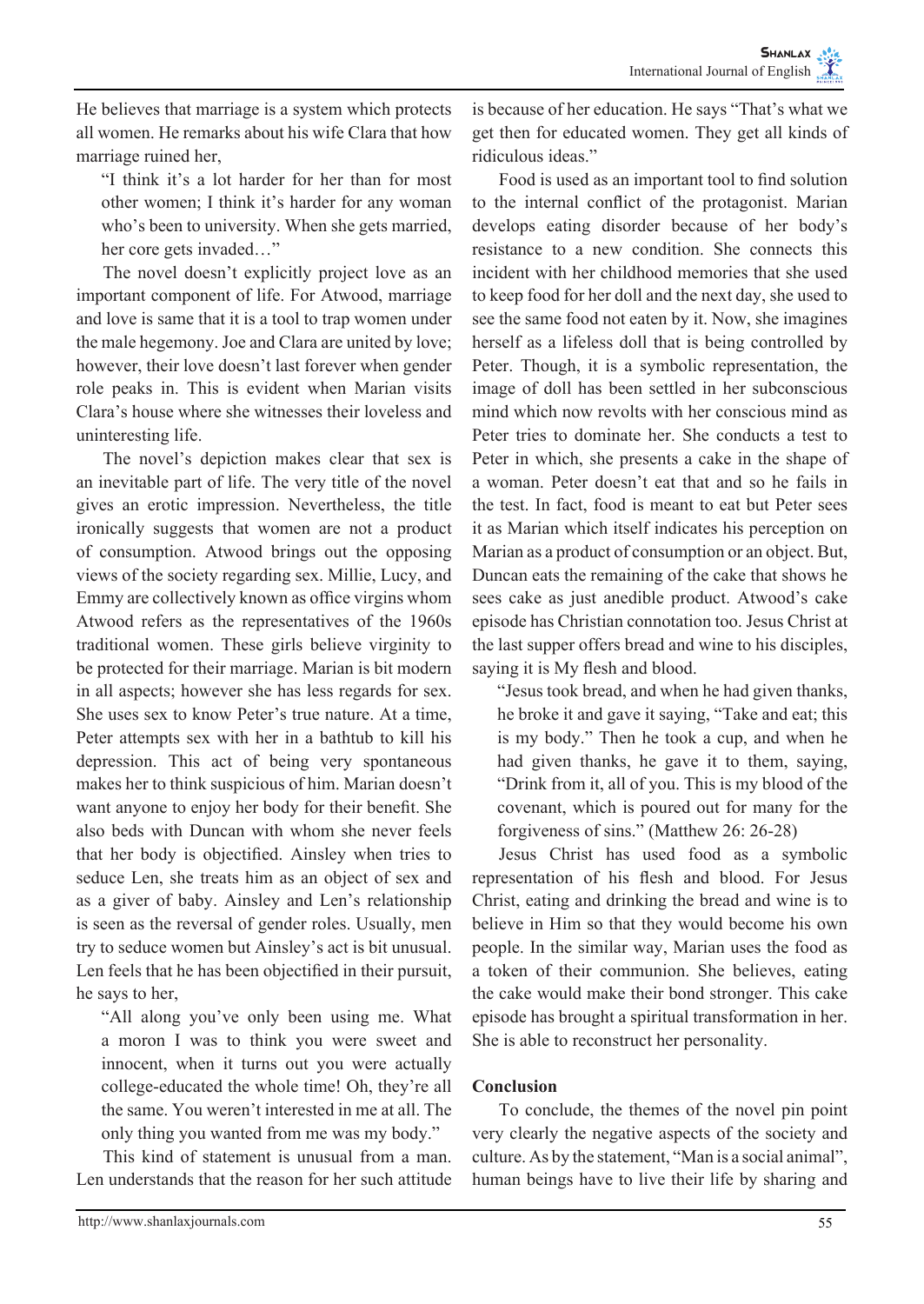He believes that marriage is a system which protects all women. He remarks about his wife Clara that how marriage ruined her,

> "I think it's a lot harder for her than for most other women; I think it's harder for any woman who's been to university. When she gets married, her core gets invaded…"

The novel doesn't explicitly project love as an important component of life. For Atwood, marriage and love is same that it is a tool to trap women under the male hegemony. Joe and Clara are united by love; however, their love doesn't last forever when gender role peaks in. This is evident when Marian visits Clara's house where she witnesses their loveless and uninteresting life.

The novel's depiction makes clear that sex is an inevitable part of life. The very title of the novel gives an erotic impression. Nevertheless, the title ironically suggests that women are not a product of consumption. Atwood brings out the opposing views of the society regarding sex. Millie, Lucy, and Emmy are collectively known as office virgins whom Atwood refers as the representatives of the 1960s traditional women. These girls believe virginity to be protected for their marriage. Marian is bit modern in all aspects; however she has less regards for sex. She uses sex to know Peter's true nature. At a time, Peter attempts sex with her in a bathtub to kill his depression. This act of being very spontaneous makes her to think suspicious of him. Marian doesn't want anyone to enjoy her body for their benefit. She also beds with Duncan with whom she never feels that her body is objectified. Ainsley when tries to seduce Len, she treats him as an object of sex and as a giver of baby. Ainsley and Len's relationship is seen as the reversal of gender roles. Usually, men try to seduce women but Ainsley's act is bit unusual. Len feels that he has been objectified in their pursuit, he says to her,

> "All along you've only been using me. What a moron I was to think you were sweet and innocent, when it turns out you were actually college-educated the whole time! Oh, they're all the same. You weren't interested in me at all. The only thing you wanted from me was my body."

This kind of statement is unusual from a man. Len understands that the reason for her such attitude is because of her education. He says "That's what we get then for educated women. They get all kinds of ridiculous ideas."

Food is used as an important tool to find solution to the internal conflict of the protagonist. Marian develops eating disorder because of her body's resistance to a new condition. She connects this incident with her childhood memories that she used to keep food for her doll and the next day, she used to see the same food not eaten by it. Now, she imagines herself as a lifeless doll that is being controlled by Peter. Though, it is a symbolic representation, the image of doll has been settled in her subconscious mind which now revolts with her conscious mind as Peter tries to dominate her. She conducts a test to Peter in which, she presents a cake in the shape of a woman. Peter doesn't eat that and so he fails in the test. In fact, food is meant to eat but Peter sees it as Marian which itself indicates his perception on Marian as a product of consumption or an object. But, Duncan eats the remaining of the cake that shows he sees cake as just anedible product. Atwood's cake episode has Christian connotation too. Jesus Christ at the last supper offers bread and wine to his disciples, saying it is My flesh and blood.

> "Jesus took bread, and when he had given thanks, he broke it and gave it saying, "Take and eat; this is my body." Then he took a cup, and when he had given thanks, he gave it to them, saying, "Drink from it, all of you. This is my blood of the covenant, which is poured out for many for the forgiveness of sins." (Matthew 26: 26-28)

Jesus Christ has used food as a symbolic representation of his flesh and blood. For Jesus Christ, eating and drinking the bread and wine is to believe in Him so that they would become his own people. In the similar way, Marian uses the food as a token of their communion. She believes, eating the cake would make their bond stronger. This cake episode has brought a spiritual transformation in her. She is able to reconstruct her personality.

## Conclusion

To conclude, the themes of the novel pin point very clearly the negative aspects of the society and culture. As by the statement, "Man is a social animal", human beings have to live their life by sharing and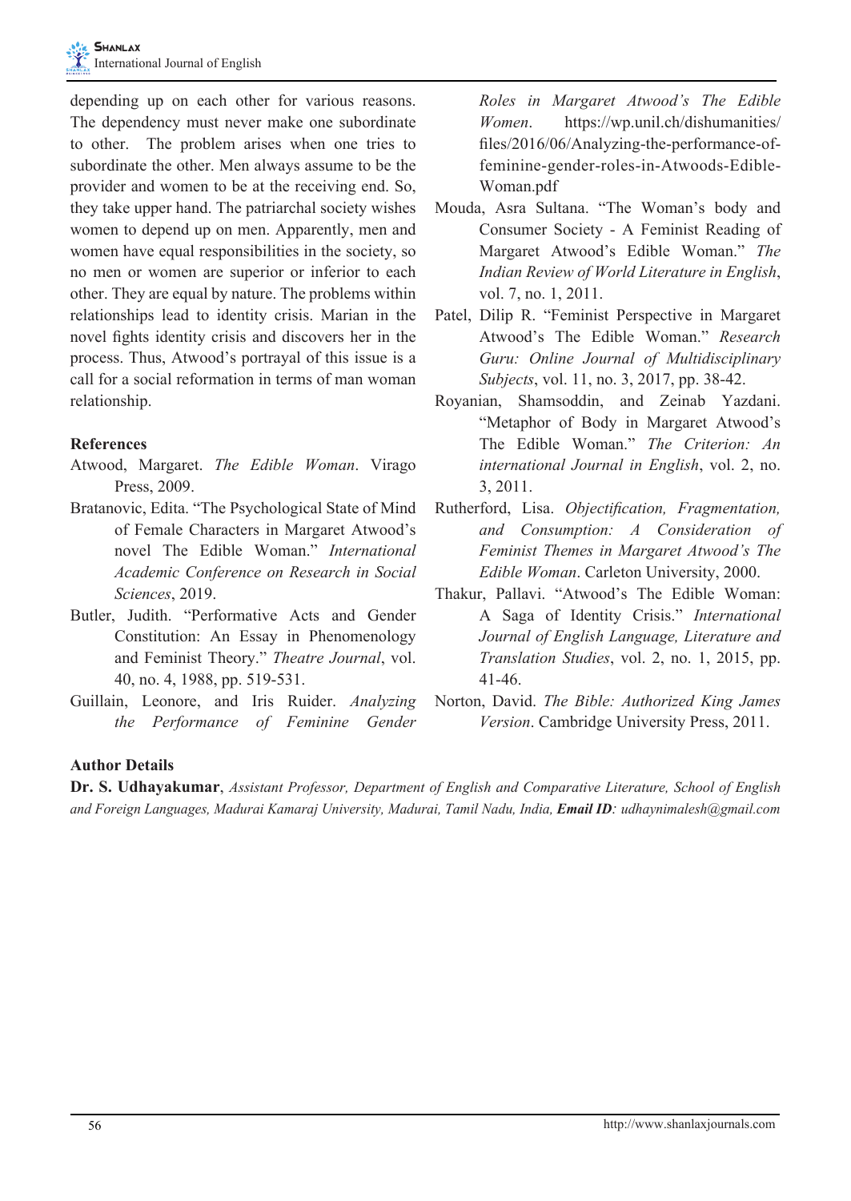depending up on each other for various reasons. The dependency must never make one subordinate to other. The problem arises when one tries to subordinate the other. Men always assume to be the provider and women to be at the receiving end. So, they take upper hand. The patriarchal society wishes women to depend up on men. Apparently, men and women have equal responsibilities in the society, so no men or women are superior or inferior to each other. They are equal by nature. The problems within relationships lead to identity crisis. Marian in the novel fights identity crisis and discovers her in the process. Thus, Atwood's portrayal of this issue is a call for a social reformation in terms of man woman relationship.

## References

Atwood, Margaret. *The Edible Woman*. Virago Press, 2009.

Bratanovic, Edita. "The Psychological State of Mind of Female Characters in Margaret Atwood's novel The Edible Woman." *International Academic Conference on Research in Social Sciences*, 2019.

Butler, Judith. "Performative Acts and Gender Constitution: An Essay in Phenomenology and Feminist Theory." *Theatre Journal*, vol. 40, no. 4, 1988, pp. 519-531.

Guillain, Leonore, and Iris Ruider. *Analyzing the Performance of Feminine Gender Roles in Margaret Atwood's The Edible Women*. https://wp.unil.ch/dishumanities/files/2016/06/Analyzing-the-performance-of-feminine-gender-roles-in-Atwoods-Edible-Woman.pdf

Mouda, Asra Sultana. "The Woman's body and Consumer Society - A Feminist Reading of Margaret Atwood's Edible Woman." *The Indian Review of World Literature in English*, vol. 7, no. 1, 2011.

Patel, Dilip R. "Feminist Perspective in Margaret Atwood's The Edible Woman." *Research Guru: Online Journal of Multidisciplinary Subjects*, vol. 11, no. 3, 2017, pp. 38-42.

Royanian, Shamsoddin, and Zeinab Yazdani. "Metaphor of Body in Margaret Atwood's The Edible Woman." *The Criterion: An international Journal in English*, vol. 2, no. 3, 2011.

Rutherford, Lisa. *Objectification, Fragmentation, and Consumption: A Consideration of Feminist Themes in Margaret Atwood's The Edible Woman*. Carleton University, 2000.

Thakur, Pallavi. "Atwood's The Edible Woman: A Saga of Identity Crisis." *International Journal of English Language, Literature and Translation Studies*, vol. 2, no. 1, 2015, pp. 41-46.

Norton, David. *The Bible: Authorized King James Version*. Cambridge University Press, 2011.

## Author Details

**Dr. S. Udhayakumar**, *Assistant Professor, Department of English and Comparative Literature, School of English and Foreign Languages, Madurai Kamaraj University, Madurai, Tamil Nadu, India,* ***Email ID****: udhaynimalesh@gmail.com*